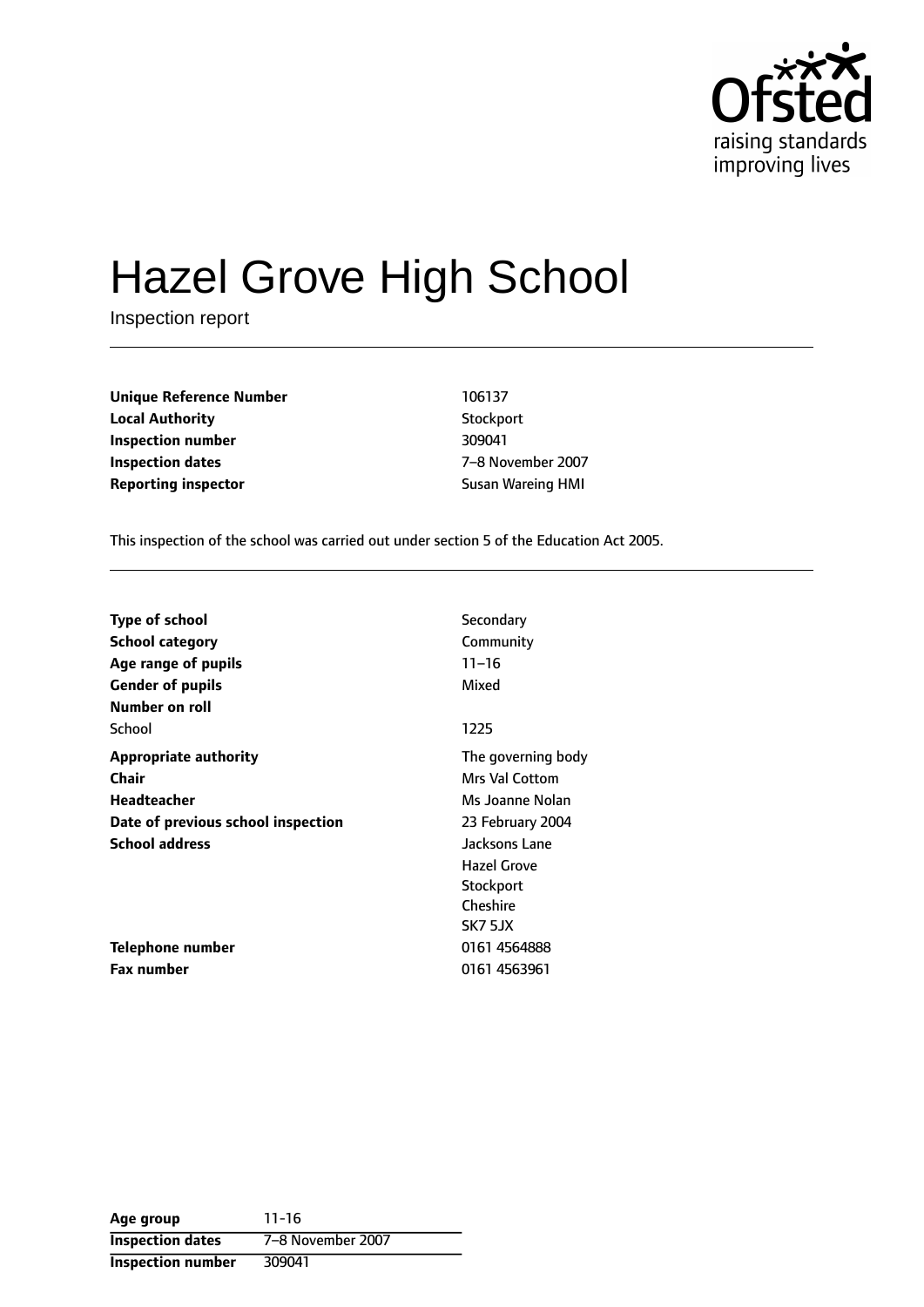# Hazel Grove High School

Inspection report

| | |
|---|---|
| **Unique Reference Number** | 106137 |
| **Local Authority** | Stockport |
| **Inspection number** | 309041 |
| **Inspection dates** | 7–8 November 2007 |
| **Reporting inspector** | Susan Wareing HMI |

This inspection of the school was carried out under section 5 of the Education Act 2005.

| | |
|---|---|
| **Type of school** | Secondary |
| **School category** | Community |
| **Age range of pupils** | 11–16 |
| **Gender of pupils** | Mixed |
| **Number on roll** | |
| School | 1225 |
| **Appropriate authority** | The governing body |
| **Chair** | Mrs Val Cottom |
| **Headteacher** | Ms Joanne Nolan |
| **Date of previous school inspection** | 23 February 2004 |
| **School address** | Jacksons Lane<br>Hazel Grove<br>Stockport<br>Cheshire<br>SK7 5JX |
| **Telephone number** | 0161 4564888 |
| **Fax number** | 0161 4563961 |

| | |
|---|---|
| **Age group** | 11-16 |
| **Inspection dates** | 7–8 November 2007 |
| **Inspection number** | 309041 |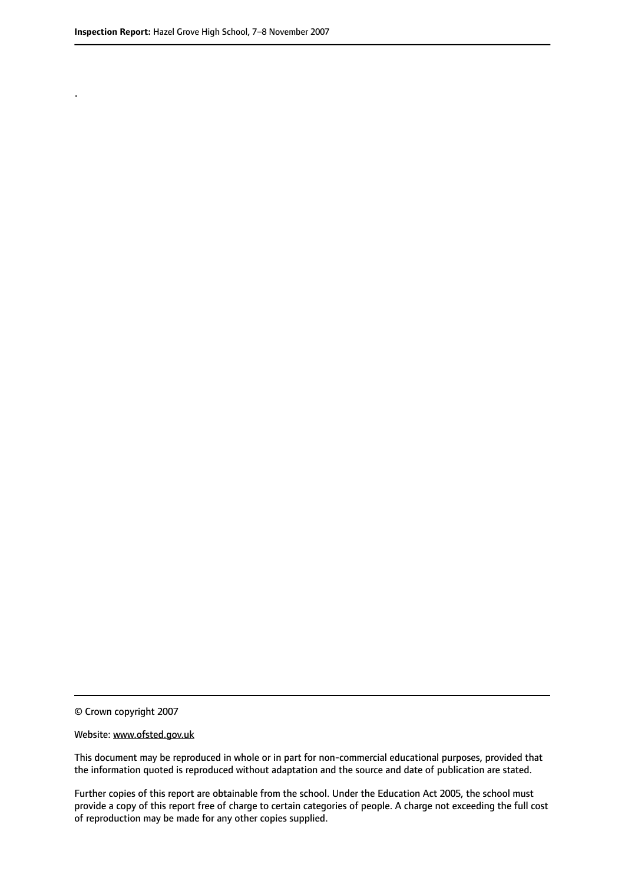.

© Crown copyright 2007

Website: www.ofsted.gov.uk

This document may be reproduced in whole or in part for non-commercial educational purposes, provided that the information quoted is reproduced without adaptation and the source and date of publication are stated.

Further copies of this report are obtainable from the school. Under the Education Act 2005, the school must provide a copy of this report free of charge to certain categories of people. A charge not exceeding the full cost of reproduction may be made for any other copies supplied.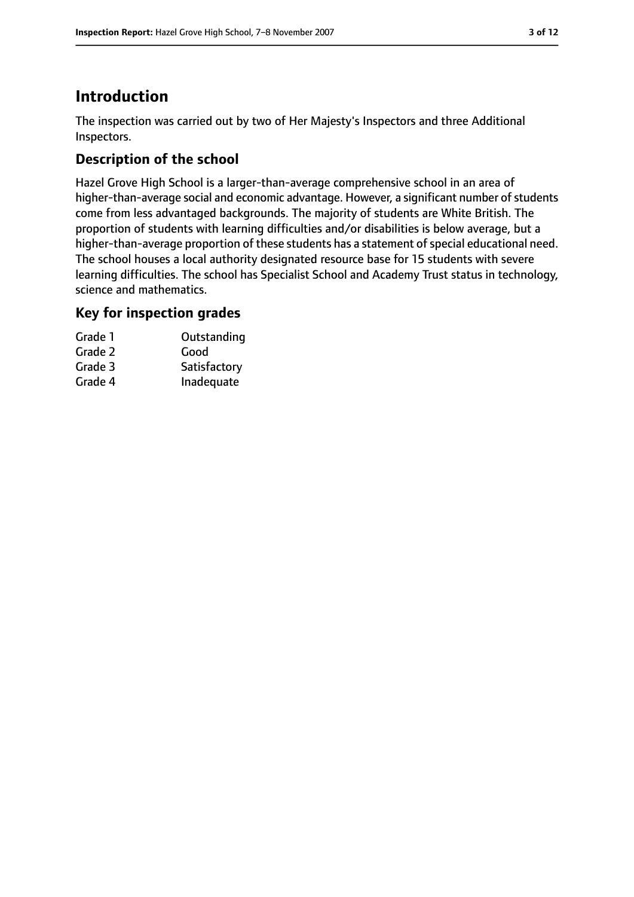# Introduction

The inspection was carried out by two of Her Majesty's Inspectors and three Additional Inspectors.

## Description of the school

Hazel Grove High School is a larger-than-average comprehensive school in an area of higher-than-average social and economic advantage. However, a significant number of students come from less advantaged backgrounds. The majority of students are White British. The proportion of students with learning difficulties and/or disabilities is below average, but a higher-than-average proportion of these students has a statement of special educational need. The school houses a local authority designated resource base for 15 students with severe learning difficulties. The school has Specialist School and Academy Trust status in technology, science and mathematics.

## Key for inspection grades

| | |
|---|---|
| Grade 1 | Outstanding |
| Grade 2 | Good |
| Grade 3 | Satisfactory |
| Grade 4 | Inadequate |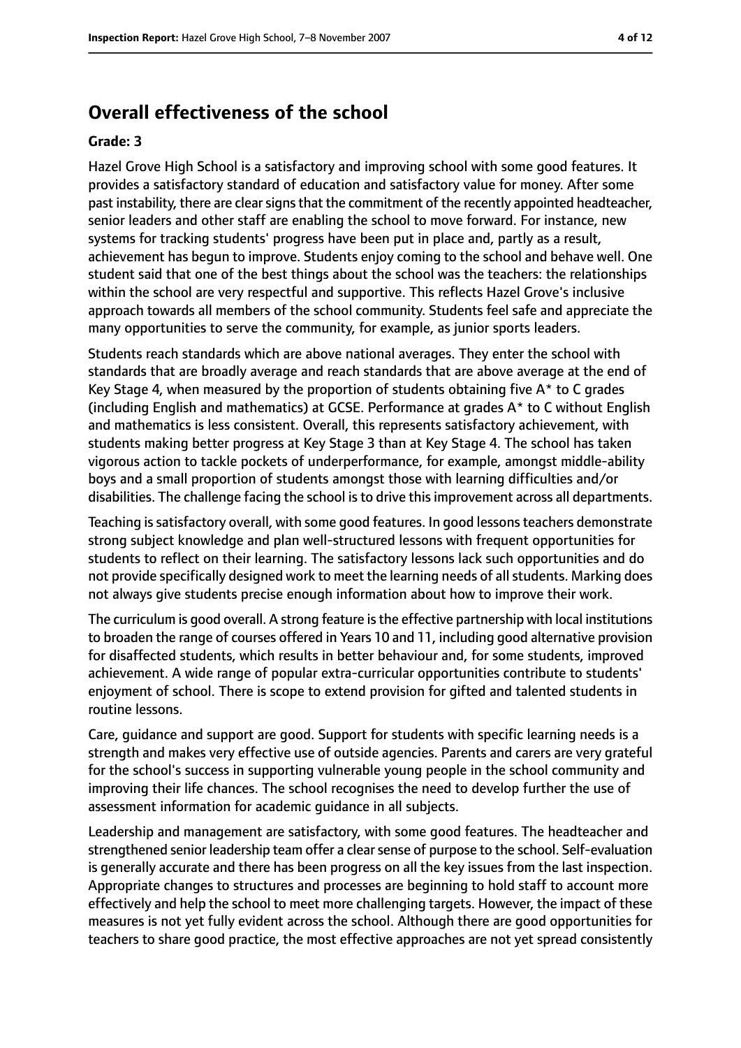## Overall effectiveness of the school

### Grade: 3

Hazel Grove High School is a satisfactory and improving school with some good features. It provides a satisfactory standard of education and satisfactory value for money. After some past instability, there are clear signs that the commitment of the recently appointed headteacher, senior leaders and other staff are enabling the school to move forward. For instance, new systems for tracking students' progress have been put in place and, partly as a result, achievement has begun to improve. Students enjoy coming to the school and behave well. One student said that one of the best things about the school was the teachers: the relationships within the school are very respectful and supportive. This reflects Hazel Grove's inclusive approach towards all members of the school community. Students feel safe and appreciate the many opportunities to serve the community, for example, as junior sports leaders.

Students reach standards which are above national averages. They enter the school with standards that are broadly average and reach standards that are above average at the end of Key Stage 4, when measured by the proportion of students obtaining five A* to C grades (including English and mathematics) at GCSE. Performance at grades A* to C without English and mathematics is less consistent. Overall, this represents satisfactory achievement, with students making better progress at Key Stage 3 than at Key Stage 4. The school has taken vigorous action to tackle pockets of underperformance, for example, amongst middle-ability boys and a small proportion of students amongst those with learning difficulties and/or disabilities. The challenge facing the school is to drive this improvement across all departments.

Teaching is satisfactory overall, with some good features. In good lessons teachers demonstrate strong subject knowledge and plan well-structured lessons with frequent opportunities for students to reflect on their learning. The satisfactory lessons lack such opportunities and do not provide specifically designed work to meet the learning needs of all students. Marking does not always give students precise enough information about how to improve their work.

The curriculum is good overall. A strong feature is the effective partnership with local institutions to broaden the range of courses offered in Years 10 and 11, including good alternative provision for disaffected students, which results in better behaviour and, for some students, improved achievement. A wide range of popular extra-curricular opportunities contribute to students' enjoyment of school. There is scope to extend provision for gifted and talented students in routine lessons.

Care, guidance and support are good. Support for students with specific learning needs is a strength and makes very effective use of outside agencies. Parents and carers are very grateful for the school's success in supporting vulnerable young people in the school community and improving their life chances. The school recognises the need to develop further the use of assessment information for academic guidance in all subjects.

Leadership and management are satisfactory, with some good features. The headteacher and strengthened senior leadership team offer a clear sense of purpose to the school. Self-evaluation is generally accurate and there has been progress on all the key issues from the last inspection. Appropriate changes to structures and processes are beginning to hold staff to account more effectively and help the school to meet more challenging targets. However, the impact of these measures is not yet fully evident across the school. Although there are good opportunities for teachers to share good practice, the most effective approaches are not yet spread consistently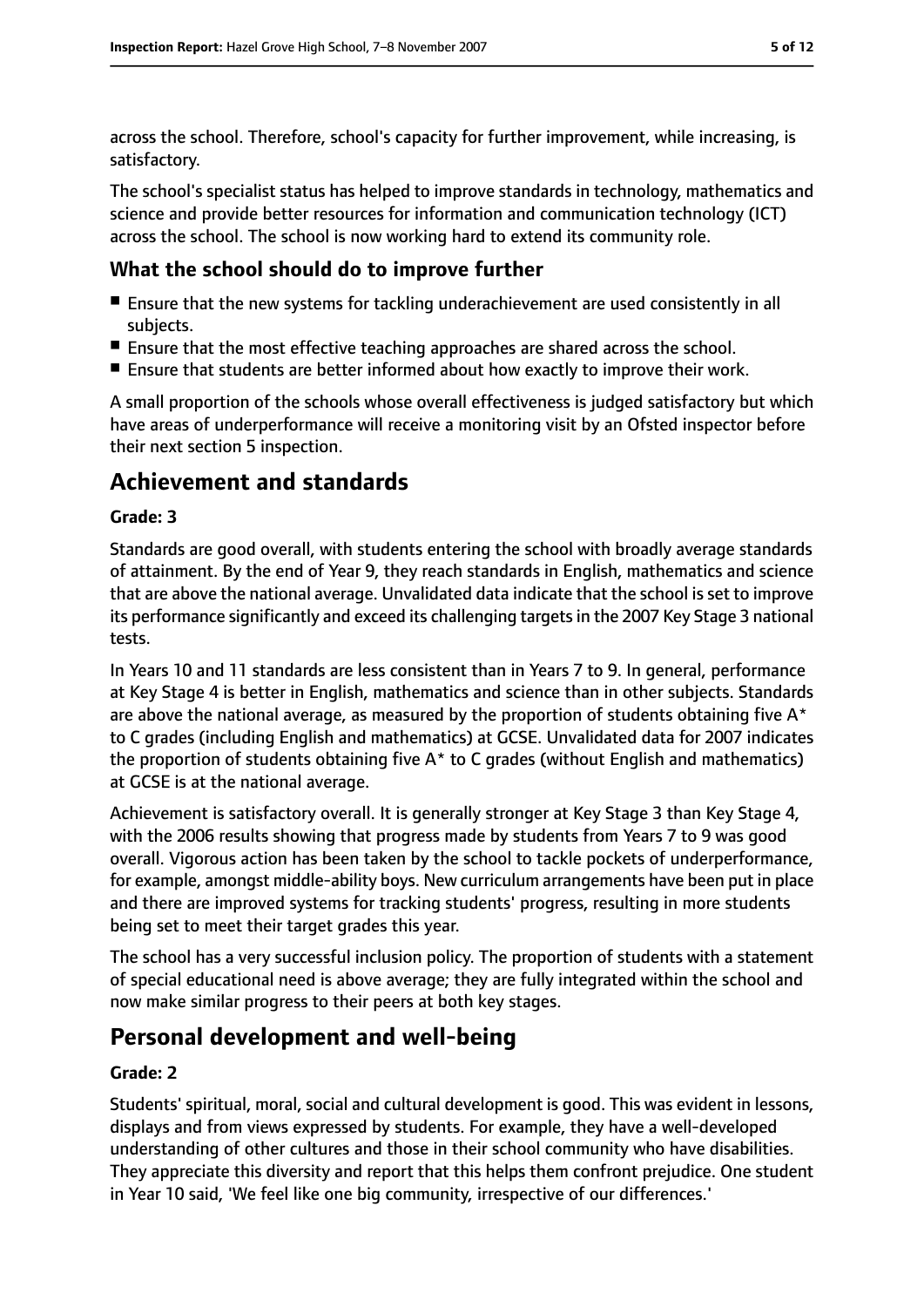across the school. Therefore, school's capacity for further improvement, while increasing, is satisfactory.

The school's specialist status has helped to improve standards in technology, mathematics and science and provide better resources for information and communication technology (ICT) across the school. The school is now working hard to extend its community role.

### What the school should do to improve further

- Ensure that the new systems for tackling underachievement are used consistently in all subjects.
- Ensure that the most effective teaching approaches are shared across the school.
- Ensure that students are better informed about how exactly to improve their work.

A small proportion of the schools whose overall effectiveness is judged satisfactory but which have areas of underperformance will receive a monitoring visit by an Ofsted inspector before their next section 5 inspection.

## Achievement and standards

#### Grade: 3

Standards are good overall, with students entering the school with broadly average standards of attainment. By the end of Year 9, they reach standards in English, mathematics and science that are above the national average. Unvalidated data indicate that the school is set to improve its performance significantly and exceed its challenging targets in the 2007 Key Stage 3 national tests.

In Years 10 and 11 standards are less consistent than in Years 7 to 9. In general, performance at Key Stage 4 is better in English, mathematics and science than in other subjects. Standards are above the national average, as measured by the proportion of students obtaining five A* to C grades (including English and mathematics) at GCSE. Unvalidated data for 2007 indicates the proportion of students obtaining five A* to C grades (without English and mathematics) at GCSE is at the national average.

Achievement is satisfactory overall. It is generally stronger at Key Stage 3 than Key Stage 4, with the 2006 results showing that progress made by students from Years 7 to 9 was good overall. Vigorous action has been taken by the school to tackle pockets of underperformance, for example, amongst middle-ability boys. New curriculum arrangements have been put in place and there are improved systems for tracking students' progress, resulting in more students being set to meet their target grades this year.

The school has a very successful inclusion policy. The proportion of students with a statement of special educational need is above average; they are fully integrated within the school and now make similar progress to their peers at both key stages.

## Personal development and well-being

#### Grade: 2

Students' spiritual, moral, social and cultural development is good. This was evident in lessons, displays and from views expressed by students. For example, they have a well-developed understanding of other cultures and those in their school community who have disabilities. They appreciate this diversity and report that this helps them confront prejudice. One student in Year 10 said, 'We feel like one big community, irrespective of our differences.'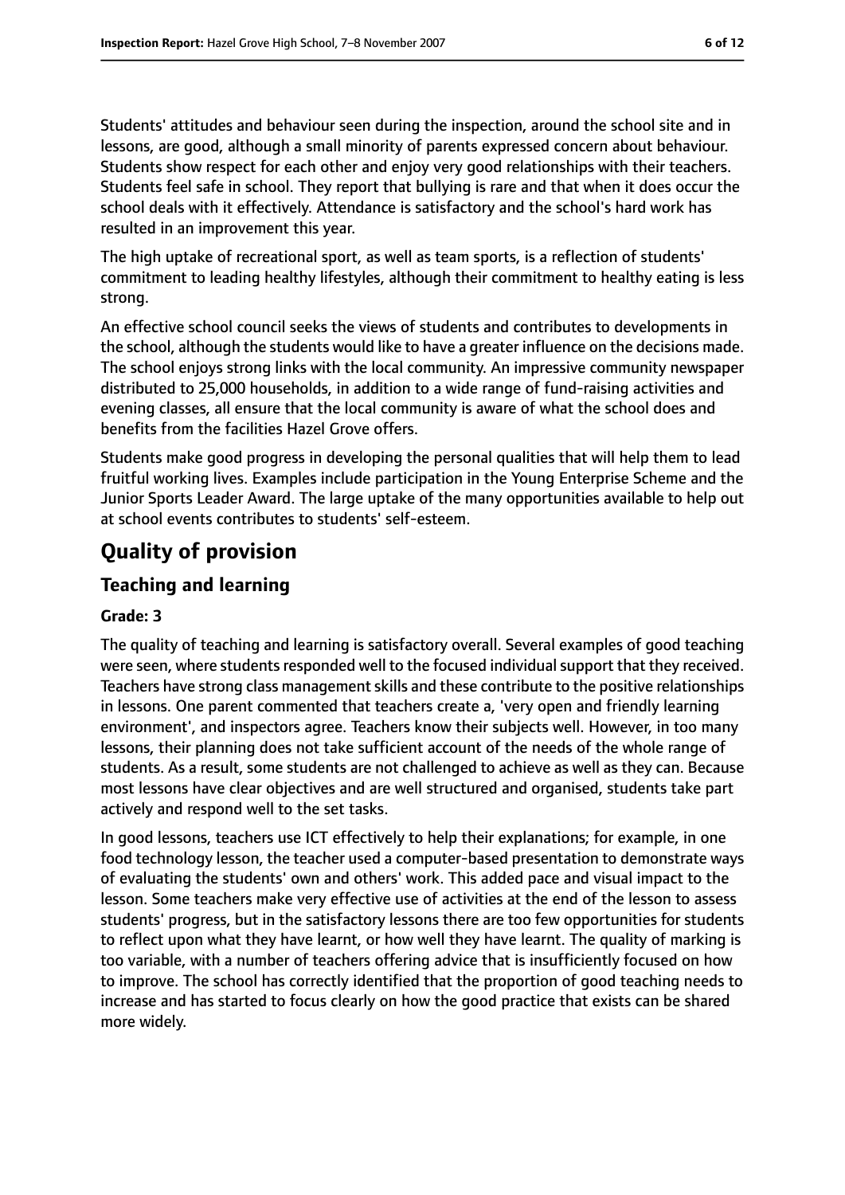Students' attitudes and behaviour seen during the inspection, around the school site and in lessons, are good, although a small minority of parents expressed concern about behaviour. Students show respect for each other and enjoy very good relationships with their teachers. Students feel safe in school. They report that bullying is rare and that when it does occur the school deals with it effectively. Attendance is satisfactory and the school's hard work has resulted in an improvement this year.

The high uptake of recreational sport, as well as team sports, is a reflection of students' commitment to leading healthy lifestyles, although their commitment to healthy eating is less strong.

An effective school council seeks the views of students and contributes to developments in the school, although the students would like to have a greater influence on the decisions made. The school enjoys strong links with the local community. An impressive community newspaper distributed to 25,000 households, in addition to a wide range of fund-raising activities and evening classes, all ensure that the local community is aware of what the school does and benefits from the facilities Hazel Grove offers.

Students make good progress in developing the personal qualities that will help them to lead fruitful working lives. Examples include participation in the Young Enterprise Scheme and the Junior Sports Leader Award. The large uptake of the many opportunities available to help out at school events contributes to students' self-esteem.

# Quality of provision

## Teaching and learning

**Grade: 3**

The quality of teaching and learning is satisfactory overall. Several examples of good teaching were seen, where students responded well to the focused individual support that they received. Teachers have strong class management skills and these contribute to the positive relationships in lessons. One parent commented that teachers create a, 'very open and friendly learning environment', and inspectors agree. Teachers know their subjects well. However, in too many lessons, their planning does not take sufficient account of the needs of the whole range of students. As a result, some students are not challenged to achieve as well as they can. Because most lessons have clear objectives and are well structured and organised, students take part actively and respond well to the set tasks.

In good lessons, teachers use ICT effectively to help their explanations; for example, in one food technology lesson, the teacher used a computer-based presentation to demonstrate ways of evaluating the students' own and others' work. This added pace and visual impact to the lesson. Some teachers make very effective use of activities at the end of the lesson to assess students' progress, but in the satisfactory lessons there are too few opportunities for students to reflect upon what they have learnt, or how well they have learnt. The quality of marking is too variable, with a number of teachers offering advice that is insufficiently focused on how to improve. The school has correctly identified that the proportion of good teaching needs to increase and has started to focus clearly on how the good practice that exists can be shared more widely.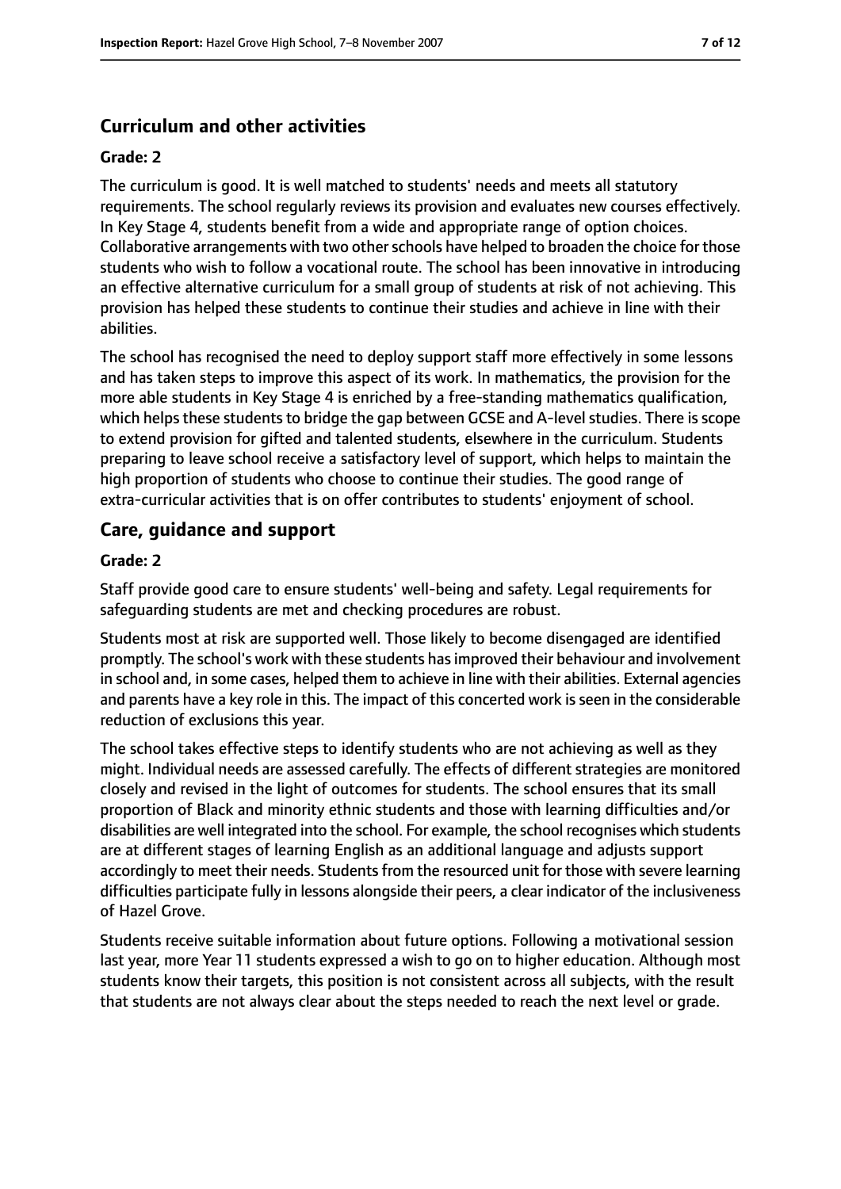## Curriculum and other activities

**Grade: 2**

The curriculum is good. It is well matched to students' needs and meets all statutory requirements. The school regularly reviews its provision and evaluates new courses effectively. In Key Stage 4, students benefit from a wide and appropriate range of option choices. Collaborative arrangements with two other schools have helped to broaden the choice for those students who wish to follow a vocational route. The school has been innovative in introducing an effective alternative curriculum for a small group of students at risk of not achieving. This provision has helped these students to continue their studies and achieve in line with their abilities.

The school has recognised the need to deploy support staff more effectively in some lessons and has taken steps to improve this aspect of its work. In mathematics, the provision for the more able students in Key Stage 4 is enriched by a free-standing mathematics qualification, which helps these students to bridge the gap between GCSE and A-level studies. There is scope to extend provision for gifted and talented students, elsewhere in the curriculum. Students preparing to leave school receive a satisfactory level of support, which helps to maintain the high proportion of students who choose to continue their studies. The good range of extra-curricular activities that is on offer contributes to students' enjoyment of school.

## Care, guidance and support

**Grade: 2**

Staff provide good care to ensure students' well-being and safety. Legal requirements for safeguarding students are met and checking procedures are robust.

Students most at risk are supported well. Those likely to become disengaged are identified promptly. The school's work with these students has improved their behaviour and involvement in school and, in some cases, helped them to achieve in line with their abilities. External agencies and parents have a key role in this. The impact of this concerted work is seen in the considerable reduction of exclusions this year.

The school takes effective steps to identify students who are not achieving as well as they might. Individual needs are assessed carefully. The effects of different strategies are monitored closely and revised in the light of outcomes for students. The school ensures that its small proportion of Black and minority ethnic students and those with learning difficulties and/or disabilities are well integrated into the school. For example, the school recognises which students are at different stages of learning English as an additional language and adjusts support accordingly to meet their needs. Students from the resourced unit for those with severe learning difficulties participate fully in lessons alongside their peers, a clear indicator of the inclusiveness of Hazel Grove.

Students receive suitable information about future options. Following a motivational session last year, more Year 11 students expressed a wish to go on to higher education. Although most students know their targets, this position is not consistent across all subjects, with the result that students are not always clear about the steps needed to reach the next level or grade.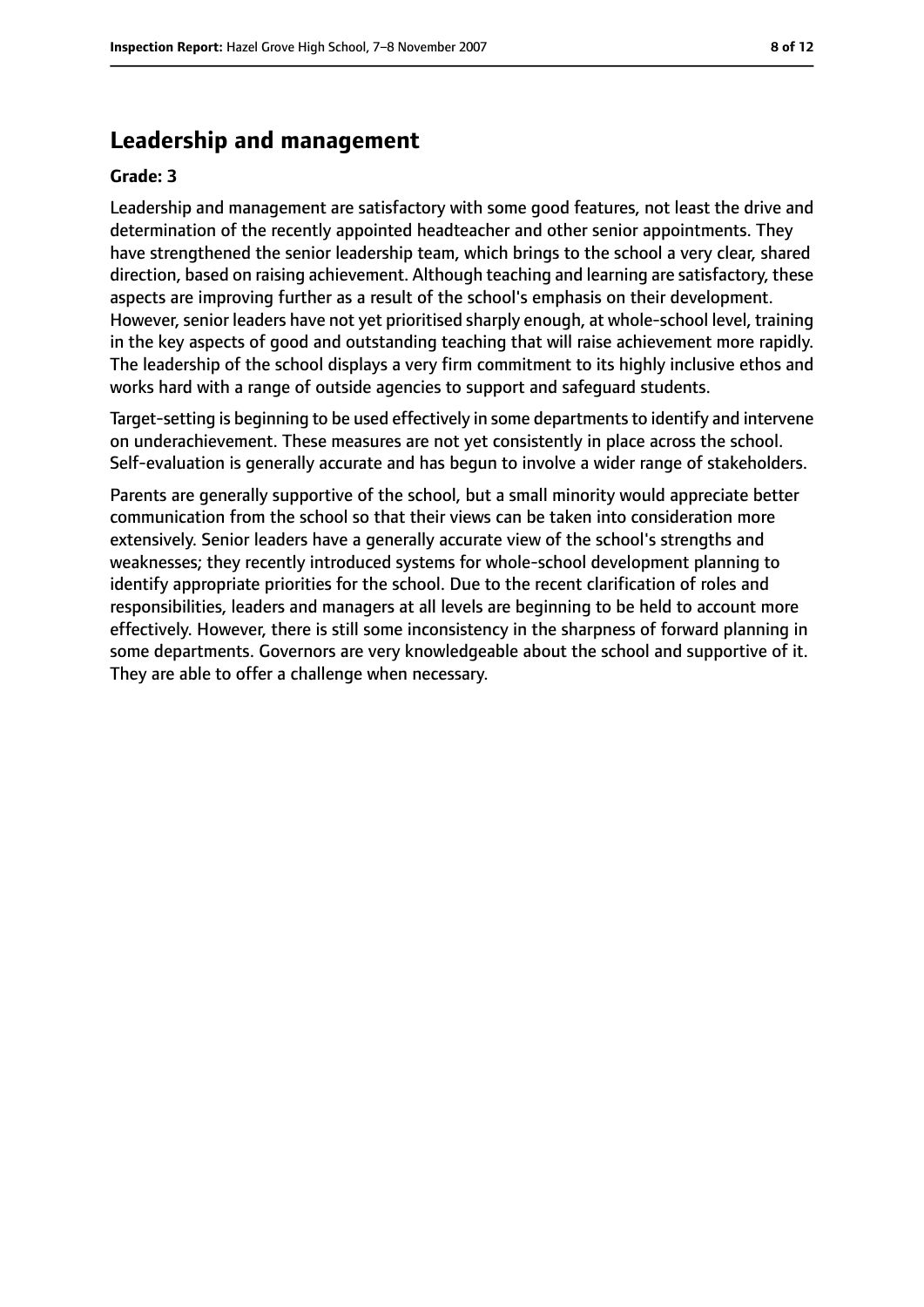## Leadership and management

**Grade: 3**

Leadership and management are satisfactory with some good features, not least the drive and determination of the recently appointed headteacher and other senior appointments. They have strengthened the senior leadership team, which brings to the school a very clear, shared direction, based on raising achievement. Although teaching and learning are satisfactory, these aspects are improving further as a result of the school's emphasis on their development. However, senior leaders have not yet prioritised sharply enough, at whole-school level, training in the key aspects of good and outstanding teaching that will raise achievement more rapidly. The leadership of the school displays a very firm commitment to its highly inclusive ethos and works hard with a range of outside agencies to support and safeguard students.

Target-setting is beginning to be used effectively in some departments to identify and intervene on underachievement. These measures are not yet consistently in place across the school. Self-evaluation is generally accurate and has begun to involve a wider range of stakeholders.

Parents are generally supportive of the school, but a small minority would appreciate better communication from the school so that their views can be taken into consideration more extensively. Senior leaders have a generally accurate view of the school's strengths and weaknesses; they recently introduced systems for whole-school development planning to identify appropriate priorities for the school. Due to the recent clarification of roles and responsibilities, leaders and managers at all levels are beginning to be held to account more effectively. However, there is still some inconsistency in the sharpness of forward planning in some departments. Governors are very knowledgeable about the school and supportive of it. They are able to offer a challenge when necessary.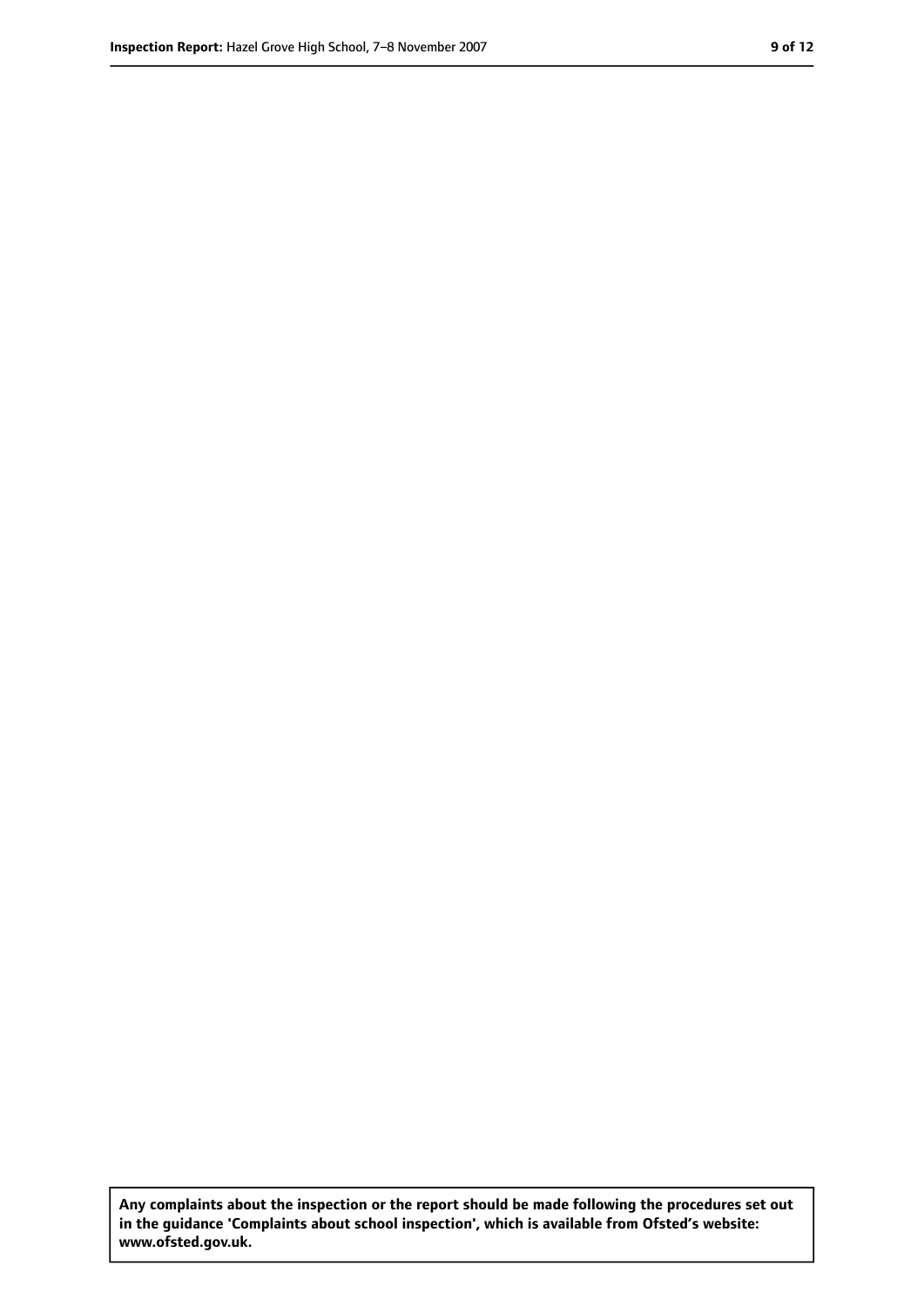**Any complaints about the inspection or the report should be made following the procedures set out in the guidance 'Complaints about school inspection', which is available from Ofsted's website: www.ofsted.gov.uk.**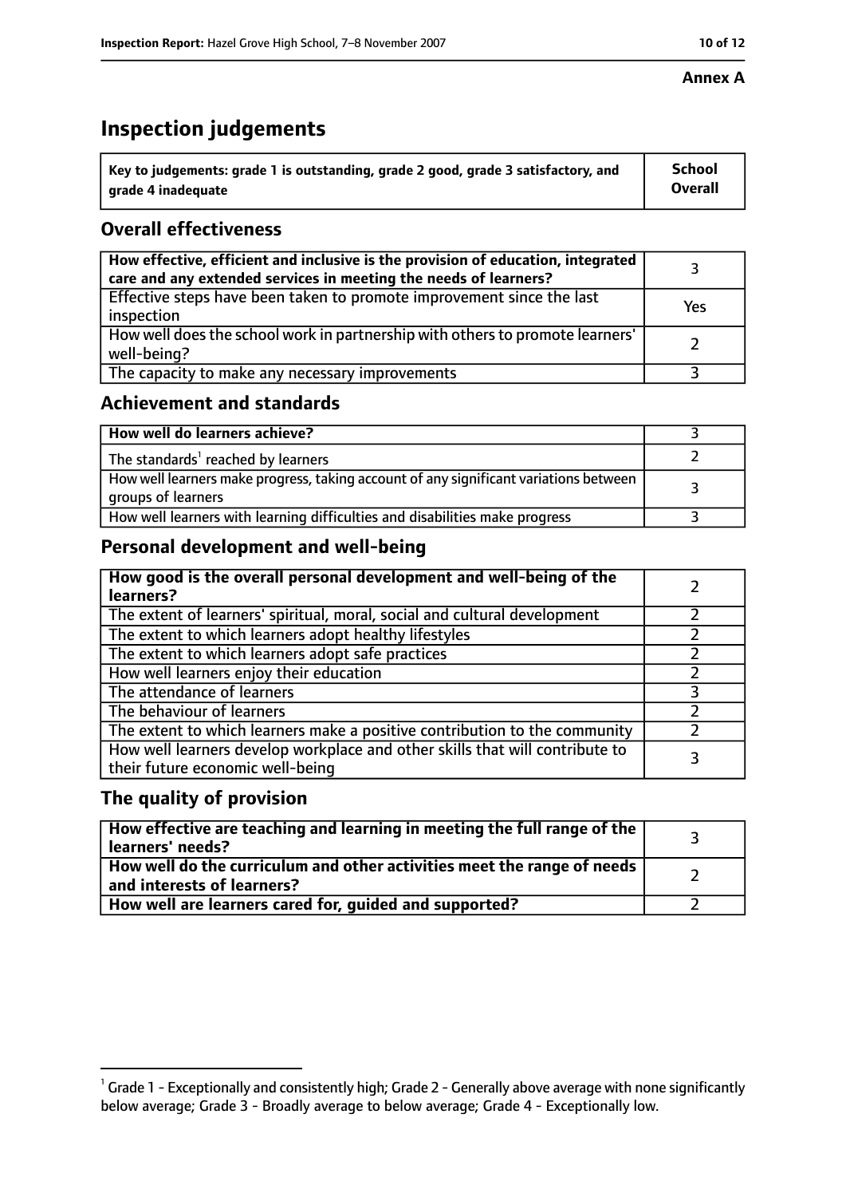**Annex A**

# Inspection judgements

| Key to judgements: grade 1 is outstanding, grade 2 good, grade 3 satisfactory, and grade 4 inadequate | School Overall |
|---|---|

## Overall effectiveness

| | |
|---|---|
| How effective, efficient and inclusive is the provision of education, integrated care and any extended services in meeting the needs of learners? | 3 |
| Effective steps have been taken to promote improvement since the last inspection | Yes |
| How well does the school work in partnership with others to promote learners' well-being? | 2 |
| The capacity to make any necessary improvements | 3 |

## Achievement and standards

| | |
|---|---|
| How well do learners achieve? | 3 |
| The standards[1] reached by learners | 2 |
| How well learners make progress, taking account of any significant variations between groups of learners | 3 |
| How well learners with learning difficulties and disabilities make progress | 3 |

## Personal development and well-being

| | |
|---|---|
| How good is the overall personal development and well-being of the learners? | 2 |
| The extent of learners' spiritual, moral, social and cultural development | 2 |
| The extent to which learners adopt healthy lifestyles | 2 |
| The extent to which learners adopt safe practices | 2 |
| How well learners enjoy their education | 2 |
| The attendance of learners | 3 |
| The behaviour of learners | 2 |
| The extent to which learners make a positive contribution to the community | 2 |
| How well learners develop workplace and other skills that will contribute to their future economic well-being | 3 |

## The quality of provision

| | |
|---|---|
| How effective are teaching and learning in meeting the full range of the learners' needs? | 3 |
| How well do the curriculum and other activities meet the range of needs and interests of learners? | 2 |
| How well are learners cared for, guided and supported? | 2 |

[1] Grade 1 - Exceptionally and consistently high; Grade 2 - Generally above average with none significantly below average; Grade 3 - Broadly average to below average; Grade 4 - Exceptionally low.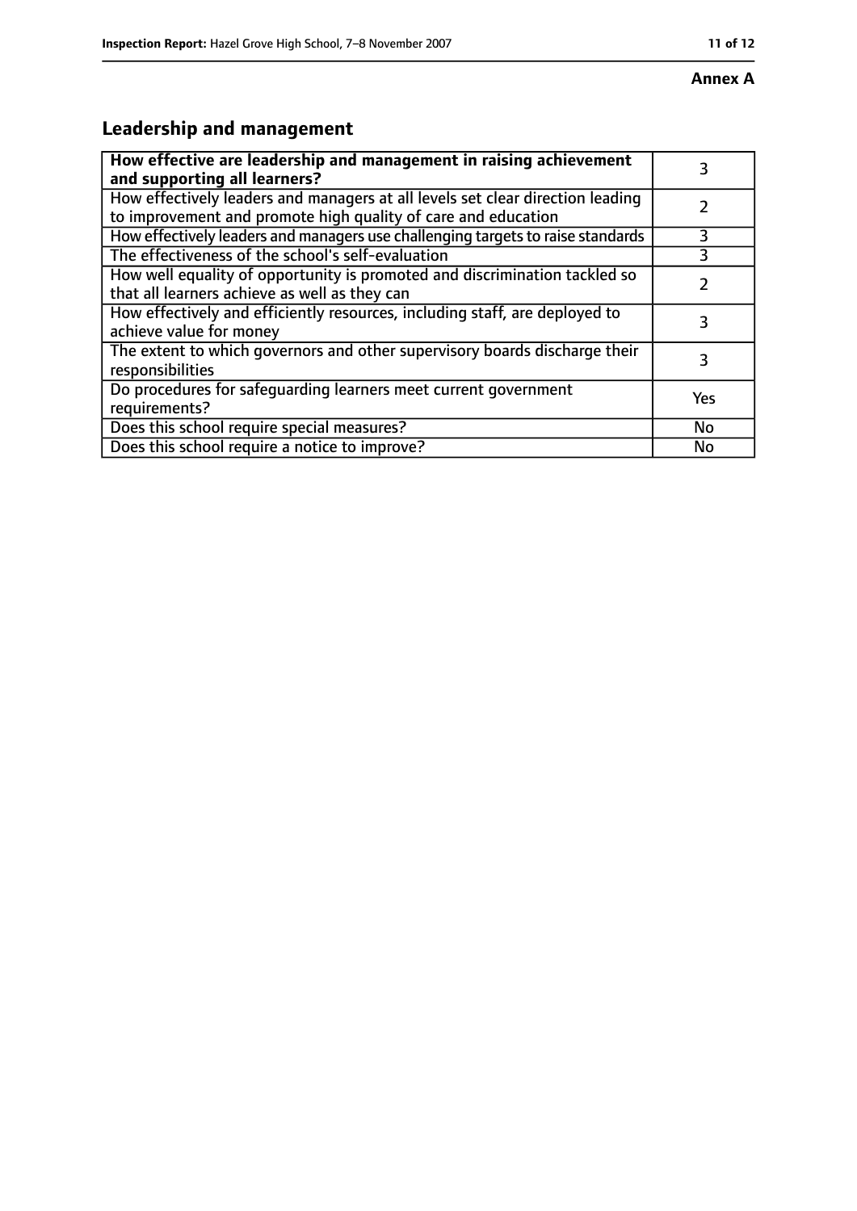**Annex A**

## Leadership and management

| How effective are leadership and management in raising achievement and supporting all learners? | 3 |
|---|---|
| How effectively leaders and managers at all levels set clear direction leading to improvement and promote high quality of care and education | 2 |
| How effectively leaders and managers use challenging targets to raise standards | 3 |
| The effectiveness of the school's self-evaluation | 3 |
| How well equality of opportunity is promoted and discrimination tackled so that all learners achieve as well as they can | 2 |
| How effectively and efficiently resources, including staff, are deployed to achieve value for money | 3 |
| The extent to which governors and other supervisory boards discharge their responsibilities | 3 |
| Do procedures for safeguarding learners meet current government requirements? | Yes |
| Does this school require special measures? | No |
| Does this school require a notice to improve? | No |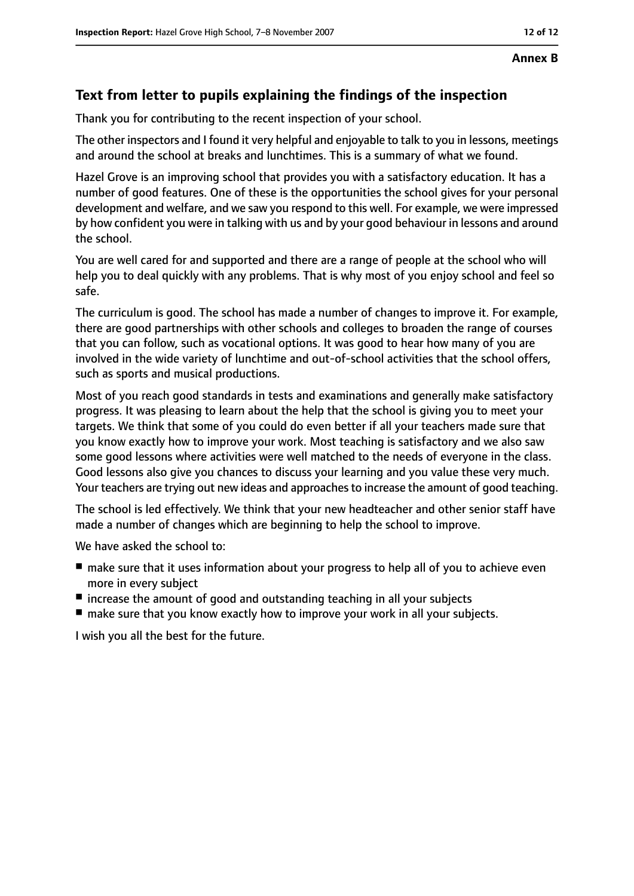**Annex B**

## Text from letter to pupils explaining the findings of the inspection

Thank you for contributing to the recent inspection of your school.

The other inspectors and I found it very helpful and enjoyable to talk to you in lessons, meetings and around the school at breaks and lunchtimes. This is a summary of what we found.

Hazel Grove is an improving school that provides you with a satisfactory education. It has a number of good features. One of these is the opportunities the school gives for your personal development and welfare, and we saw you respond to this well. For example, we were impressed by how confident you were in talking with us and by your good behaviour in lessons and around the school.

You are well cared for and supported and there are a range of people at the school who will help you to deal quickly with any problems. That is why most of you enjoy school and feel so safe.

The curriculum is good. The school has made a number of changes to improve it. For example, there are good partnerships with other schools and colleges to broaden the range of courses that you can follow, such as vocational options. It was good to hear how many of you are involved in the wide variety of lunchtime and out-of-school activities that the school offers, such as sports and musical productions.

Most of you reach good standards in tests and examinations and generally make satisfactory progress. It was pleasing to learn about the help that the school is giving you to meet your targets. We think that some of you could do even better if all your teachers made sure that you know exactly how to improve your work. Most teaching is satisfactory and we also saw some good lessons where activities were well matched to the needs of everyone in the class. Good lessons also give you chances to discuss your learning and you value these very much. Your teachers are trying out new ideas and approaches to increase the amount of good teaching.

The school is led effectively. We think that your new headteacher and other senior staff have made a number of changes which are beginning to help the school to improve.

We have asked the school to:

- make sure that it uses information about your progress to help all of you to achieve even more in every subject
- increase the amount of good and outstanding teaching in all your subjects
- make sure that you know exactly how to improve your work in all your subjects.

I wish you all the best for the future.